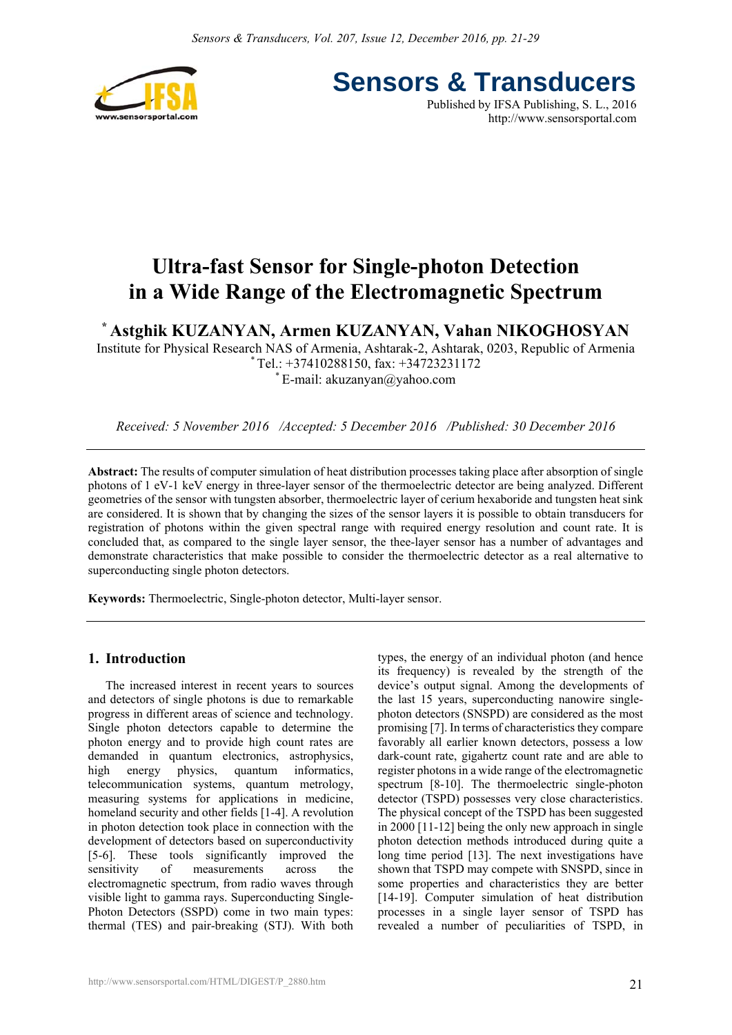# Ultra-fast Sensor for Single-photon Detection in a Wide Range of the Electromagnetic Spectrum

**[*] Astghik KUZANYAN, Armen KUZANYAN, Vahan NIKOGHOSYAN**

Institute for Physical Research NAS of Armenia, Ashtarak-2, Ashtarak, 0203, Republic of Armenia

[*] Tel.: +37410288150, fax: +34723231172

[*] E-mail: akuzanyan@yahoo.com

*Received: 5 November 2016 /Accepted: 5 December 2016 /Published: 30 December 2016*

**Abstract:** The results of computer simulation of heat distribution processes taking place after absorption of single photons of 1 eV-1 keV energy in three-layer sensor of the thermoelectric detector are being analyzed. Different geometries of the sensor with tungsten absorber, thermoelectric layer of cerium hexaboride and tungsten heat sink are considered. It is shown that by changing the sizes of the sensor layers it is possible to obtain transducers for registration of photons within the given spectral range with required energy resolution and count rate. It is concluded that, as compared to the single layer sensor, the thee-layer sensor has a number of advantages and demonstrate characteristics that make possible to consider the thermoelectric detector as a real alternative to superconducting single photon detectors.

**Keywords:** Thermoelectric, Single-photon detector, Multi-layer sensor.

## 1. Introduction

The increased interest in recent years to sources and detectors of single photons is due to remarkable progress in different areas of science and technology. Single photon detectors capable to determine the photon energy and to provide high count rates are demanded in quantum electronics, astrophysics, high energy physics, quantum informatics, telecommunication systems, quantum metrology, measuring systems for applications in medicine, homeland security and other fields [1-4]. A revolution in photon detection took place in connection with the development of detectors based on superconductivity [5-6]. These tools significantly improved the sensitivity of measurements across the electromagnetic spectrum, from radio waves through visible light to gamma rays. Superconducting Single-Photon Detectors (SSPD) come in two main types: thermal (TES) and pair-breaking (STJ). With both types, the energy of an individual photon (and hence its frequency) is revealed by the strength of the device's output signal. Among the developments of the last 15 years, superconducting nanowire single-photon detectors (SNSPD) are considered as the most promising [7]. In terms of characteristics they compare favorably all earlier known detectors, possess a low dark-count rate, gigahertz count rate and are able to register photons in a wide range of the electromagnetic spectrum [8-10]. The thermoelectric single-photon detector (TSPD) possesses very close characteristics. The physical concept of the TSPD has been suggested in 2000 [11-12] being the only new approach in single photon detection methods introduced during quite a long time period [13]. The next investigations have shown that TSPD may compete with SNSPD, since in some properties and characteristics they are better [14-19]. Computer simulation of heat distribution processes in a single layer sensor of TSPD has revealed a number of peculiarities of TSPD, in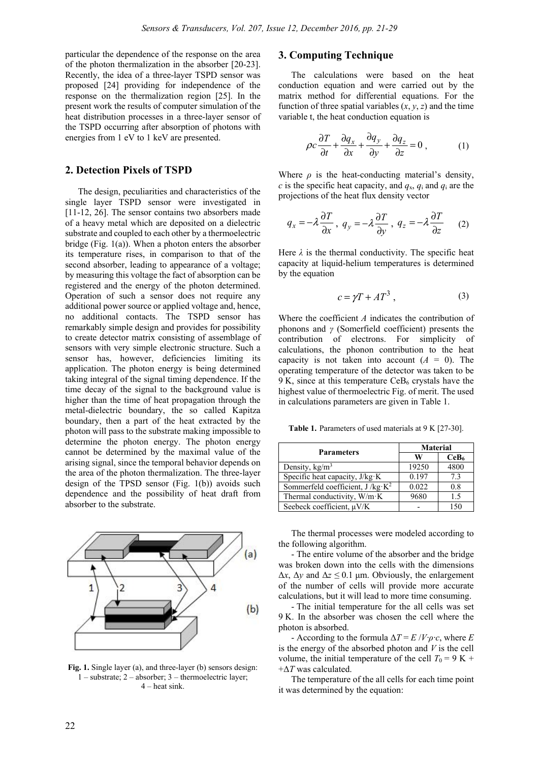particular the dependence of the response on the area of the photon thermalization in the absorber [20-23]. Recently, the idea of a three-layer TSPD sensor was proposed [24] providing for independence of the response on the thermalization region [25]. In the present work the results of computer simulation of the heat distribution processes in a three-layer sensor of the TSPD occurring after absorption of photons with energies from 1 eV to 1 keV are presented.

## 2. Detection Pixels of TSPD

The design, peculiarities and characteristics of the single layer TSPD sensor were investigated in [11-12, 26]. The sensor contains two absorbers made of a heavy metal which are deposited on a dielectric substrate and coupled to each other by a thermoelectric bridge (Fig. 1(a)). When a photon enters the absorber its temperature rises, in comparison to that of the second absorber, leading to appearance of a voltage; by measuring this voltage the fact of absorption can be registered and the energy of the photon determined. Operation of such a sensor does not require any additional power source or applied voltage and, hence, no additional contacts. The TSPD sensor has remarkably simple design and provides for possibility to create detector matrix consisting of assemblage of sensors with very simple electronic structure. Such a sensor has, however, deficiencies limiting its application. The photon energy is being determined taking integral of the signal timing dependence. If the time decay of the signal to the background value is higher than the time of heat propagation through the metal-dielectric boundary, the so called Kapitza boundary, then a part of the heat extracted by the photon will pass to the substrate making impossible to determine the photon energy. The photon energy cannot be determined by the maximal value of the arising signal, since the temporal behavior depends on the area of the photon thermalization. The three-layer design of the TPSD sensor (Fig. 1(b)) avoids such dependence and the possibility of heat draft from absorber to the substrate.

**Fig. 1.** Single layer (a), and three-layer (b) sensors design: 1 – substrate; 2 – absorber; 3 – thermoelectric layer; 4 – heat sink.

## 3. Computing Technique

The calculations were based on the heat conduction equation and were carried out by the matrix method for differential equations. For the function of three spatial variables ($x$, $y$, $z$) and the time variable t, the heat conduction equation is

$$\rho c \frac{\partial T}{\partial t} + \frac{\partial q_x}{\partial x} + \frac{\partial q_y}{\partial y} + \frac{\partial q_z}{\partial z} = 0 \,, \qquad (1)$$

Where $\rho$ is the heat-conducting material's density, $c$ is the specific heat capacity, and $q_x$, $q_i$ and $q_i$ are the projections of the heat flux density vector

$$q_x = -\lambda \frac{\partial T}{\partial x} \,,\; q_y = -\lambda \frac{\partial T}{\partial y} \,,\; q_z = -\lambda \frac{\partial T}{\partial z} \qquad (2)$$

Here $\lambda$ is the thermal conductivity. The specific heat capacity at liquid-helium temperatures is determined by the equation

$$c = \gamma T + AT^3 \,, \qquad (3)$$

Where the coefficient $A$ indicates the contribution of phonons and $\gamma$ (Somerfield coefficient) presents the contribution of electrons. For simplicity of calculations, the phonon contribution to the heat capacity is not taken into account ($A$ = 0). The operating temperature of the detector was taken to be 9 K, since at this temperature $CeB_6$ crystals have the highest value of thermoelectric Fig. of merit. The used in calculations parameters are given in Table 1.

**Table 1.** Parameters of used materials at 9 K [27-30].

| Parameters | Material | |
|---|---|---|
| | W | $CeB_6$ |
| Density, kg/m$^3$ | 19250 | 4800 |
| Specific heat capacity, J/kg·K | 0.197 | 7.3 |
| Sommerfeld coefficient, J /kg·K$^2$ | 0.022 | 0.8 |
| Thermal conductivity, W/m·K | 9680 | 1.5 |
| Seebeck coefficient, μV/K | - | 150 |

The thermal processes were modeled according to the following algorithm.

- The entire volume of the absorber and the bridge was broken down into the cells with the dimensions $\Delta x$, $\Delta y$ and $\Delta z \leq 0.1$ μm. Obviously, the enlargement of the number of cells will provide more accurate calculations, but it will lead to more time consuming.
- The initial temperature for the all cells was set 9 K. In the absorber was chosen the cell where the photon is absorbed.
- According to the formula $\Delta T = E / V{\cdot}\rho{\cdot}c$, where $E$ is the energy of the absorbed photon and $V$ is the cell volume, the initial temperature of the cell $T_0$ = 9 K + +$\Delta T$ was calculated.

The temperature of the all cells for each time point it was determined by the equation: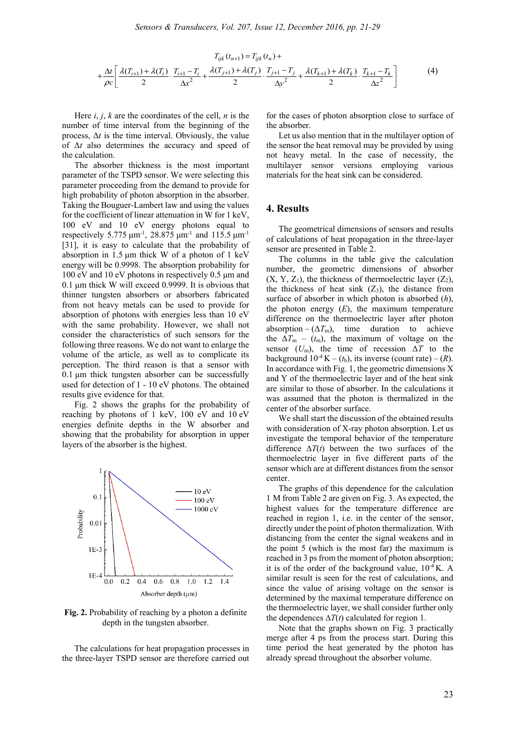$$T_{ijk}(t_{n+1}) = T_{ijk}(t_n) + \\ + \frac{\Delta t}{\rho c}\left[ \frac{\lambda(T_{i+1}) + \lambda(T_i)}{2} \cdot \frac{T_{i+1} - T_i}{\Delta x^2} + \frac{\lambda(T_{j+1}) + \lambda(T_j)}{2} \cdot \frac{T_{j+1} - T_j}{\Delta y^2} + \frac{\lambda(T_{k+1}) + \lambda(T_k)}{2} \cdot \frac{T_{k+1} - T_k}{\Delta z^2} \right] \quad (4)$$

Here $i$, $j$, $k$ are the coordinates of the cell, $n$ is the number of time interval from the beginning of the process, $\Delta t$ is the time interval. Obviously, the value of $\Delta t$ also determines the accuracy and speed of the calculation.

The absorber thickness is the most important parameter of the TSPD sensor. We were selecting this parameter proceeding from the demand to provide for high probability of photon absorption in the absorber. Taking the Bouguer-Lambert law and using the values for the coefficient of linear attenuation in W for 1 keV, 100 eV and 10 eV energy photons equal to respectively 5.775 μm$^{-1}$, 28.875 μm$^{-1}$ and 115.5 μm$^{-1}$ [31], it is easy to calculate that the probability of absorption in 1.5 μm thick W of a photon of 1 keV energy will be 0.9998. The absorption probability for 100 eV and 10 eV photons in respectively 0.5 μm and 0.1 μm thick W will exceed 0.9999. It is obvious that thinner tungsten absorbers or absorbers fabricated from not heavy metals can be used to provide for absorption of photons with energies less than 10 eV with the same probability. However, we shall not consider the characteristics of such sensors for the following three reasons. We do not want to enlarge the volume of the article, as well as to complicate its perception. The third reason is that a sensor with 0.1 μm thick tungsten absorber can be successfully used for detection of 1 - 10 eV photons. The obtained results give evidence for that.

Fig. 2 shows the graphs for the probability of reaching by photons of 1 keV, 100 eV and 10 eV energies definite depths in the W absorber and showing that the probability for absorption in upper layers of the absorber is the highest.

**Fig. 2.** Probability of reaching by a photon a definite depth in the tungsten absorber.

The calculations for heat propagation processes in the three-layer TSPD sensor are therefore carried out for the cases of photon absorption close to surface of the absorber.

Let us also mention that in the multilayer option of the sensor the heat removal may be provided by using not heavy metal. In the case of necessity, the multilayer sensor versions employing various materials for the heat sink can be considered.

## 4. Results

The geometrical dimensions of sensors and results of calculations of heat propagation in the three-layer sensor are presented in Table 2.

The columns in the table give the calculation number, the geometric dimensions of absorber (X, Y, $Z_1$), the thickness of thermoelectric layer ($Z_2$), the thickness of heat sink ($Z_3$), the distance from surface of absorber in which photon is absorbed ($h$), the photon energy ($E$), the maximum temperature difference on the thermoelectric layer after photon absorption – ($\Delta T_m$), time duration to achieve the $\Delta T_m$ – ($t_m$), the maximum of voltage on the sensor ($U_m$), the time of recession $\Delta T$ to the background $10^{-4}$ K – ($t_b$), its inverse (count rate) – ($R$). In accordance with Fig. 1, the geometric dimensions X and Y of the thermoelectric layer and of the heat sink are similar to those of absorber. In the calculations it was assumed that the photon is thermalized in the center of the absorber surface.

We shall start the discussion of the obtained results with consideration of X-ray photon absorption. Let us investigate the temporal behavior of the temperature difference $\Delta T(t)$ between the two surfaces of the thermoelectric layer in five different parts of the sensor which are at different distances from the sensor center.

The graphs of this dependence for the calculation 1 M from Table 2 are given on Fig. 3. As expected, the highest values for the temperature difference are reached in region 1, i.e. in the center of the sensor, directly under the point of photon thermalization. With distancing from the center the signal weakens and in the point 5 (which is the most far) the maximum is reached in 3 ps from the moment of photon absorption; it is of the order of the background value, $10^{-4}$ K. A similar result is seen for the rest of calculations, and since the value of arising voltage on the sensor is determined by the maximal temperature difference on the thermoelectric layer, we shall consider further only the dependences $\Delta T(t)$ calculated for region 1.

Note that the graphs shown on Fig. 3 practically merge after 4 ps from the process start. During this time period the heat generated by the photon has already spread throughout the absorber volume.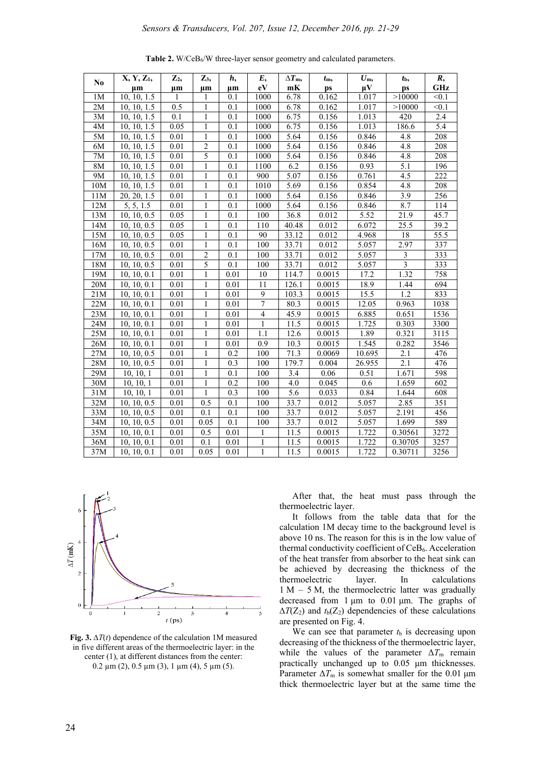**Table 2.** $W/CeB_6/W$ three-layer sensor geometry and calculated parameters.

| No | X, Y, $Z_1$, μm | $Z_2$, μm | $Z_3$, μm | *h*, μm | *E*, eV | $\Delta T_m$, mK | $t_m$, ps | $U_m$, μV | $t_b$, ps | *R*, GHz |
|---|---|---|---|---|---|---|---|---|---|---|
| 1M | 10, 10, 1.5 | 1 | 1 | 0.1 | 1000 | 6.78 | 0.162 | 1.017 | >10000 | <0.1 |
| 2M | 10, 10, 1.5 | 0.5 | 1 | 0.1 | 1000 | 6.78 | 0.162 | 1.017 | >10000 | <0.1 |
| 3M | 10, 10, 1.5 | 0.1 | 1 | 0.1 | 1000 | 6.75 | 0.156 | 1.013 | 420 | 2.4 |
| 4M | 10, 10, 1.5 | 0.05 | 1 | 0.1 | 1000 | 6.75 | 0.156 | 1.013 | 186.6 | 5.4 |
| 5M | 10, 10, 1.5 | 0.01 | 1 | 0.1 | 1000 | 5.64 | 0.156 | 0.846 | 4.8 | 208 |
| 6M | 10, 10, 1.5 | 0.01 | 2 | 0.1 | 1000 | 5.64 | 0.156 | 0.846 | 4.8 | 208 |
| 7M | 10, 10, 1.5 | 0.01 | 5 | 0.1 | 1000 | 5.64 | 0.156 | 0.846 | 4.8 | 208 |
| 8M | 10, 10, 1.5 | 0.01 | 1 | 0.1 | 1100 | 6.2 | 0.156 | 0.93 | 5.1 | 196 |
| 9M | 10, 10, 1.5 | 0.01 | 1 | 0.1 | 900 | 5.07 | 0.156 | 0.761 | 4.5 | 222 |
| 10M | 10, 10, 1.5 | 0.01 | 1 | 0.1 | 1010 | 5.69 | 0.156 | 0.854 | 4.8 | 208 |
| 11M | 20, 20, 1.5 | 0.01 | 1 | 0.1 | 1000 | 5.64 | 0.156 | 0.846 | 3.9 | 256 |
| 12M | 5, 5, 1.5 | 0.01 | 1 | 0.1 | 1000 | 5.64 | 0.156 | 0.846 | 8.7 | 114 |
| 13M | 10, 10, 0.5 | 0.05 | 1 | 0.1 | 100 | 36.8 | 0.012 | 5.52 | 21.9 | 45.7 |
| 14M | 10, 10, 0.5 | 0.05 | 1 | 0.1 | 110 | 40.48 | 0.012 | 6.072 | 25.5 | 39.2 |
| 15M | 10, 10, 0.5 | 0.05 | 1 | 0.1 | 90 | 33.12 | 0.012 | 4.968 | 18 | 55.5 |
| 16M | 10, 10, 0.5 | 0.01 | 1 | 0.1 | 100 | 33.71 | 0.012 | 5.057 | 2.97 | 337 |
| 17M | 10, 10, 0.5 | 0.01 | 2 | 0.1 | 100 | 33.71 | 0.012 | 5.057 | 3 | 333 |
| 18M | 10, 10, 0.5 | 0.01 | 5 | 0.1 | 100 | 33.71 | 0.012 | 5.057 | 3 | 333 |
| 19M | 10, 10, 0.1 | 0.01 | 1 | 0.01 | 10 | 114.7 | 0.0015 | 17.2 | 1.32 | 758 |
| 20M | 10, 10, 0.1 | 0.01 | 1 | 0.01 | 11 | 126.1 | 0.0015 | 18.9 | 1.44 | 694 |
| 21M | 10, 10, 0.1 | 0.01 | 1 | 0.01 | 9 | 103.3 | 0.0015 | 15.5 | 1.2 | 833 |
| 22M | 10, 10, 0.1 | 0.01 | 1 | 0.01 | 7 | 80.3 | 0.0015 | 12.05 | 0.963 | 1038 |
| 23M | 10, 10, 0.1 | 0.01 | 1 | 0.01 | 4 | 45.9 | 0.0015 | 6.885 | 0.651 | 1536 |
| 24M | 10, 10, 0.1 | 0.01 | 1 | 0.01 | 1 | 11.5 | 0.0015 | 1.725 | 0.303 | 3300 |
| 25M | 10, 10, 0.1 | 0.01 | 1 | 0.01 | 1.1 | 12.6 | 0.0015 | 1.89 | 0.321 | 3115 |
| 26M | 10, 10, 0.1 | 0.01 | 1 | 0.01 | 0.9 | 10.3 | 0.0015 | 1.545 | 0.282 | 3546 |
| 27M | 10, 10, 0.5 | 0.01 | 1 | 0.2 | 100 | 71.3 | 0.0069 | 10.695 | 2.1 | 476 |
| 28M | 10, 10, 0.5 | 0.01 | 1 | 0.3 | 100 | 179.7 | 0.004 | 26.955 | 2.1 | 476 |
| 29M | 10, 10, 1 | 0.01 | 1 | 0.1 | 100 | 3.4 | 0.06 | 0.51 | 1.671 | 598 |
| 30M | 10, 10, 1 | 0.01 | 1 | 0.2 | 100 | 4.0 | 0.045 | 0.6 | 1.659 | 602 |
| 31M | 10, 10, 1 | 0.01 | 1 | 0.3 | 100 | 5.6 | 0.033 | 0.84 | 1.644 | 608 |
| 32M | 10, 10, 0.5 | 0.01 | 0.5 | 0.1 | 100 | 33.7 | 0.012 | 5.057 | 2.85 | 351 |
| 33M | 10, 10, 0.5 | 0.01 | 0.1 | 0.1 | 100 | 33.7 | 0.012 | 5.057 | 2.191 | 456 |
| 34M | 10, 10, 0.5 | 0.01 | 0.05 | 0.1 | 100 | 33.7 | 0.012 | 5.057 | 1.699 | 589 |
| 35M | 10, 10, 0.1 | 0.01 | 0.5 | 0.01 | 1 | 11.5 | 0.0015 | 1.722 | 0.30561 | 3272 |
| 36M | 10, 10, 0.1 | 0.01 | 0.1 | 0.01 | 1 | 11.5 | 0.0015 | 1.722 | 0.30705 | 3257 |
| 37M | 10, 10, 0.1 | 0.01 | 0.05 | 0.01 | 1 | 11.5 | 0.0015 | 1.722 | 0.30711 | 3256 |

**Fig. 3.** $\Delta T(t)$ dependence of the calculation 1M measured in five different areas of the thermoelectric layer: in the center (1), at different distances from the center: 0.2 μm (2), 0.5 μm (3), 1 μm (4), 5 μm (5).

After that, the heat must pass through the thermoelectric layer.

It follows from the table data that for the calculation 1M decay time to the background level is above 10 ns. The reason for this is in the low value of thermal conductivity coefficient of $CeB_6$. Acceleration of the heat transfer from absorber to the heat sink can be achieved by decreasing the thickness of the thermoelectric layer. In calculations 1 M – 5 M, the thermoelectric latter was gradually decreased from 1 μm to 0.01 μm. The graphs of $\Delta T(Z_2)$ and $t_b(Z_2)$ dependencies of these calculations are presented on Fig. 4.

We can see that parameter $t_b$ is decreasing upon decreasing of the thickness of the thermoelectric layer, while the values of the parameter $\Delta T_m$ remain practically unchanged up to 0.05 μm thicknesses. Parameter $\Delta T_m$ is somewhat smaller for the 0.01 μm thick thermoelectric layer but at the same time the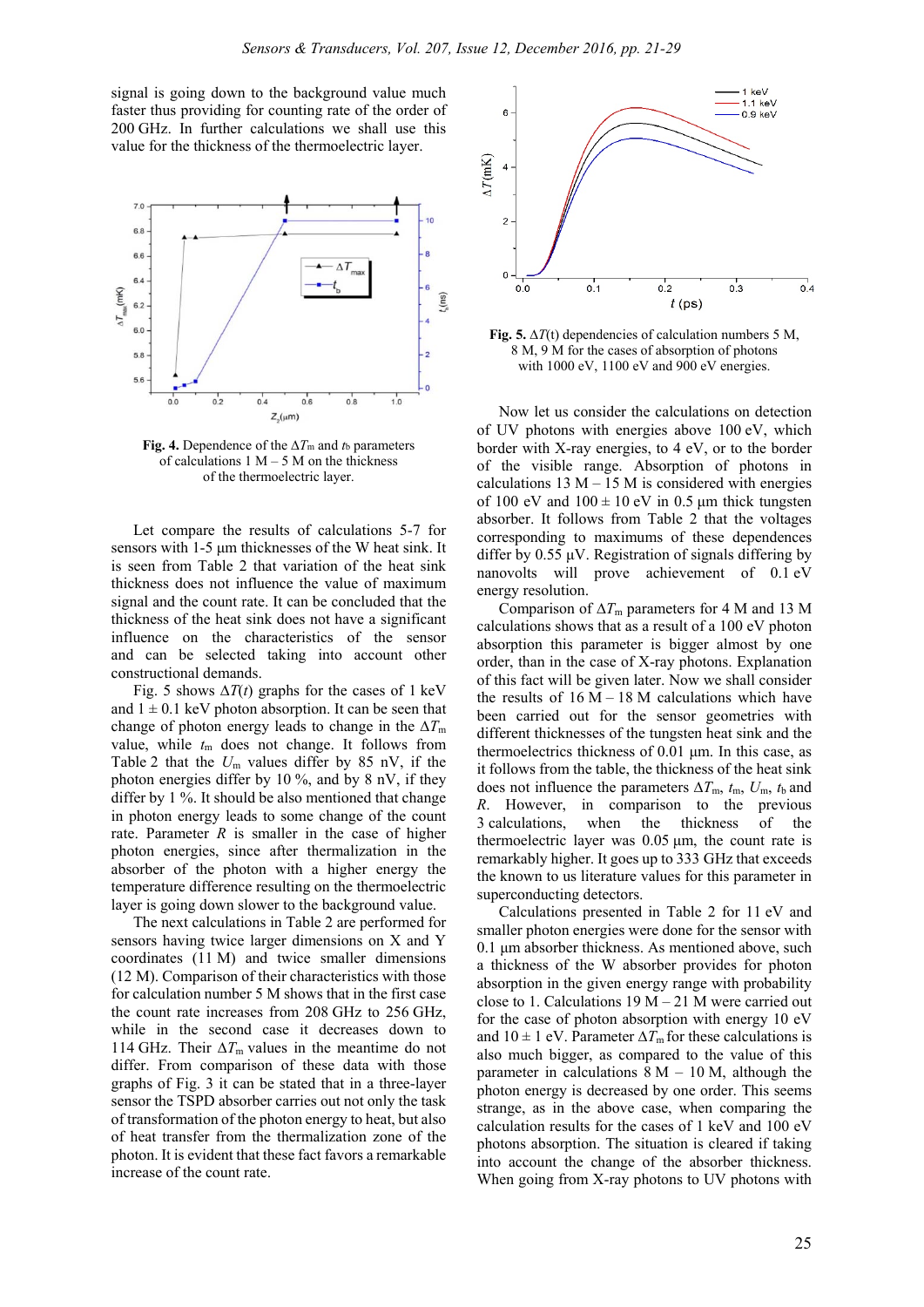signal is going down to the background value much faster thus providing for counting rate of the order of 200 GHz. In further calculations we shall use this value for the thickness of the thermoelectric layer.

**Fig. 4.** Dependence of the $\Delta T_m$ and $t_b$ parameters of calculations 1 M – 5 M on the thickness of the thermoelectric layer.

Let compare the results of calculations 5-7 for sensors with 1-5 µm thicknesses of the W heat sink. It is seen from Table 2 that variation of the heat sink thickness does not influence the value of maximum signal and the count rate. It can be concluded that the thickness of the heat sink does not have a significant influence on the characteristics of the sensor and can be selected taking into account other constructional demands.

Fig. 5 shows $\Delta T(t)$ graphs for the cases of 1 keV and $1 \pm 0.1$ keV photon absorption. It can be seen that change of photon energy leads to change in the $\Delta T_m$ value, while $t_m$ does not change. It follows from Table 2 that the $U_m$ values differ by 85 nV, if the photon energies differ by 10 %, and by 8 nV, if they differ by 1 %. It should be also mentioned that change in photon energy leads to some change of the count rate. Parameter $R$ is smaller in the case of higher photon energies, since after thermalization in the absorber of the photon with a higher energy the temperature difference resulting on the thermoelectric layer is going down slower to the background value.

The next calculations in Table 2 are performed for sensors having twice larger dimensions on X and Y coordinates (11 M) and twice smaller dimensions (12 M). Comparison of their characteristics with those for calculation number 5 M shows that in the first case the count rate increases from 208 GHz to 256 GHz, while in the second case it decreases down to 114 GHz. Their $\Delta T_m$ values in the meantime do not differ. From comparison of these data with those graphs of Fig. 3 it can be stated that in a three-layer sensor the TSPD absorber carries out not only the task of transformation of the photon energy to heat, but also of heat transfer from the thermalization zone of the photon. It is evident that these fact favors a remarkable increase of the count rate.

**Fig. 5.** $\Delta T(t)$ dependencies of calculation numbers 5 M, 8 M, 9 M for the cases of absorption of photons with 1000 eV, 1100 eV and 900 eV energies.

Now let us consider the calculations on detection of UV photons with energies above 100 eV, which border with X-ray energies, to 4 eV, or to the border of the visible range. Absorption of photons in calculations 13 M – 15 M is considered with energies of 100 eV and $100 \pm 10$ eV in 0.5 µm thick tungsten absorber. It follows from Table 2 that the voltages corresponding to maximums of these dependences differ by 0.55 µV. Registration of signals differing by nanovolts will prove achievement of 0.1 eV energy resolution.

Comparison of $\Delta T_m$ parameters for 4 M and 13 M calculations shows that as a result of a 100 eV photon absorption this parameter is bigger almost by one order, than in the case of X-ray photons. Explanation of this fact will be given later. Now we shall consider the results of 16 M – 18 M calculations which have been carried out for the sensor geometries with different thicknesses of the tungsten heat sink and the thermoelectrics thickness of 0.01 µm. In this case, as it follows from the table, the thickness of the heat sink does not influence the parameters $\Delta T_m$, $t_m$, $U_m$, $t_b$ and $R$. However, in comparison to the previous 3 calculations, when the thickness of the thermoelectric layer was 0.05 µm, the count rate is remarkably higher. It goes up to 333 GHz that exceeds the known to us literature values for this parameter in superconducting detectors.

Calculations presented in Table 2 for 11 eV and smaller photon energies were done for the sensor with 0.1 µm absorber thickness. As mentioned above, such a thickness of the W absorber provides for photon absorption in the given energy range with probability close to 1. Calculations 19 M – 21 M were carried out for the case of photon absorption with energy 10 eV and $10 \pm 1$ eV. Parameter $\Delta T_m$ for these calculations is also much bigger, as compared to the value of this parameter in calculations 8 M – 10 M, although the photon energy is decreased by one order. This seems strange, as in the above case, when comparing the calculation results for the cases of 1 keV and 100 eV photons absorption. The situation is cleared if taking into account the change of the absorber thickness. When going from X-ray photons to UV photons with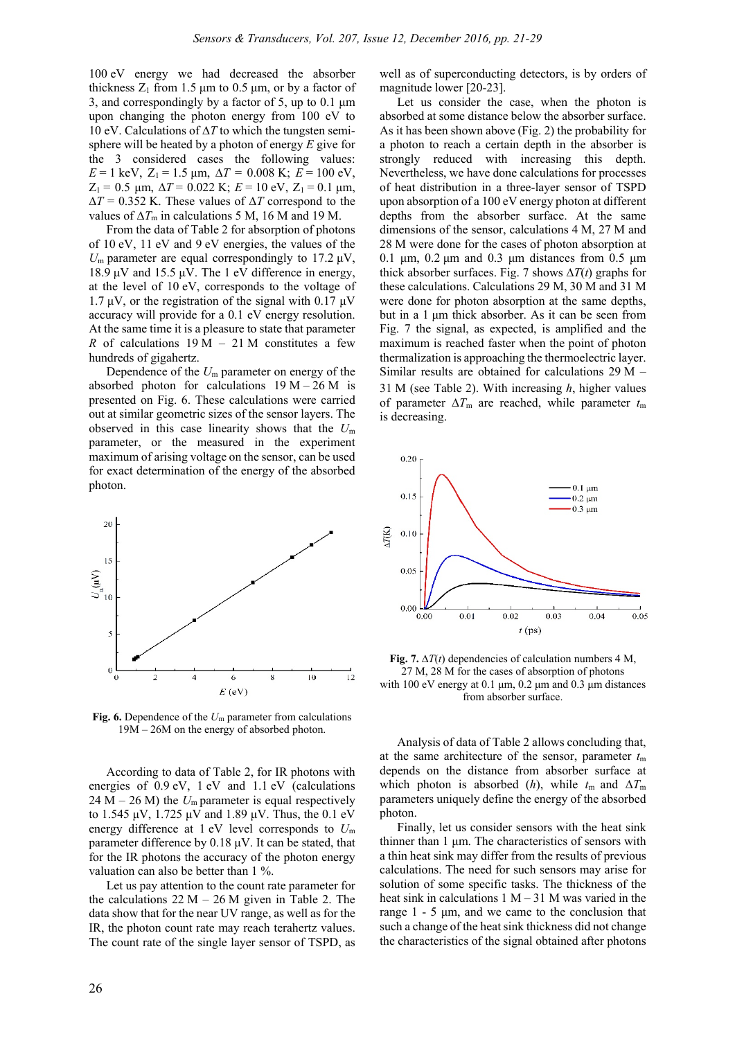100 eV energy we had decreased the absorber thickness $Z_1$ from 1.5 μm to 0.5 μm, or by a factor of 3, and correspondingly by a factor of 5, up to 0.1 μm upon changing the photon energy from 100 eV to 10 eV. Calculations of $\Delta T$ to which the tungsten semi-sphere will be heated by a photon of energy $E$ give for the 3 considered cases the following values: $E$ = 1 keV, $Z_1$ = 1.5 μm, $\Delta T$ = 0.008 K; $E$ = 100 eV, $Z_1$ = 0.5 μm, $\Delta T$ = 0.022 K; $E$ = 10 eV, $Z_1$ = 0.1 μm, $\Delta T$ = 0.352 K. These values of $\Delta T$ correspond to the values of $\Delta T_m$ in calculations 5 M, 16 M and 19 M.

From the data of Table 2 for absorption of photons of 10 eV, 11 eV and 9 eV energies, the values of the $U_m$ parameter are equal correspondingly to 17.2 μV, 18.9 μV and 15.5 μV. The 1 eV difference in energy, at the level of 10 eV, corresponds to the voltage of 1.7 μV, or the registration of the signal with 0.17 μV accuracy will provide for a 0.1 eV energy resolution. At the same time it is a pleasure to state that parameter $R$ of calculations 19 M – 21 M constitutes a few hundreds of gigahertz.

Dependence of the $U_m$ parameter on energy of the absorbed photon for calculations 19 M – 26 M is presented on Fig. 6. These calculations were carried out at similar geometric sizes of the sensor layers. The observed in this case linearity shows that the $U_m$ parameter, or the measured in the experiment maximum of arising voltage on the sensor, can be used for exact determination of the energy of the absorbed photon.

**Fig. 6.** Dependence of the $U_m$ parameter from calculations 19M – 26M on the energy of absorbed photon.

According to data of Table 2, for IR photons with energies of 0.9 eV, 1 eV and 1.1 eV (calculations 24 M – 26 M) the $U_m$ parameter is equal respectively to 1.545 μV, 1.725 μV and 1.89 μV. Thus, the 0.1 eV energy difference at 1 eV level corresponds to $U_m$ parameter difference by 0.18 μV. It can be stated, that for the IR photons the accuracy of the photon energy valuation can also be better than 1 %.

Let us pay attention to the count rate parameter for the calculations 22 M – 26 M given in Table 2. The data show that for the near UV range, as well as for the IR, the photon count rate may reach terahertz values. The count rate of the single layer sensor of TSPD, as well as of superconducting detectors, is by orders of magnitude lower [20-23].

Let us consider the case, when the photon is absorbed at some distance below the absorber surface. As it has been shown above (Fig. 2) the probability for a photon to reach a certain depth in the absorber is strongly reduced with increasing this depth. Nevertheless, we have done calculations for processes of heat distribution in a three-layer sensor of TSPD upon absorption of a 100 eV energy photon at different depths from the absorber surface. At the same dimensions of the sensor, calculations 4 M, 27 M and 28 M were done for the cases of photon absorption at 0.1 μm, 0.2 μm and 0.3 μm distances from 0.5 μm thick absorber surfaces. Fig. 7 shows $\Delta T(t)$ graphs for these calculations. Calculations 29 M, 30 M and 31 M were done for photon absorption at the same depths, but in a 1 μm thick absorber. As it can be seen from Fig. 7 the signal, as expected, is amplified and the maximum is reached faster when the point of photon thermalization is approaching the thermoelectric layer. Similar results are obtained for calculations 29 M – 31 M (see Table 2). With increasing $h$, higher values of parameter $\Delta T_m$ are reached, while parameter $t_m$ is decreasing.

**Fig. 7.** $\Delta T(t)$ dependencies of calculation numbers 4 M, 27 M, 28 M for the cases of absorption of photons with 100 eV energy at 0.1 μm, 0.2 μm and 0.3 μm distances from absorber surface.

Analysis of data of Table 2 allows concluding that, at the same architecture of the sensor, parameter $t_m$ depends on the distance from absorber surface at which photon is absorbed ($h$), while $t_m$ and $\Delta T_m$ parameters uniquely define the energy of the absorbed photon.

Finally, let us consider sensors with the heat sink thinner than 1 μm. The characteristics of sensors with a thin heat sink may differ from the results of previous calculations. The need for such sensors may arise for solution of some specific tasks. The thickness of the heat sink in calculations 1 M – 31 M was varied in the range 1 - 5 μm, and we came to the conclusion that such a change of the heat sink thickness did not change the characteristics of the signal obtained after photons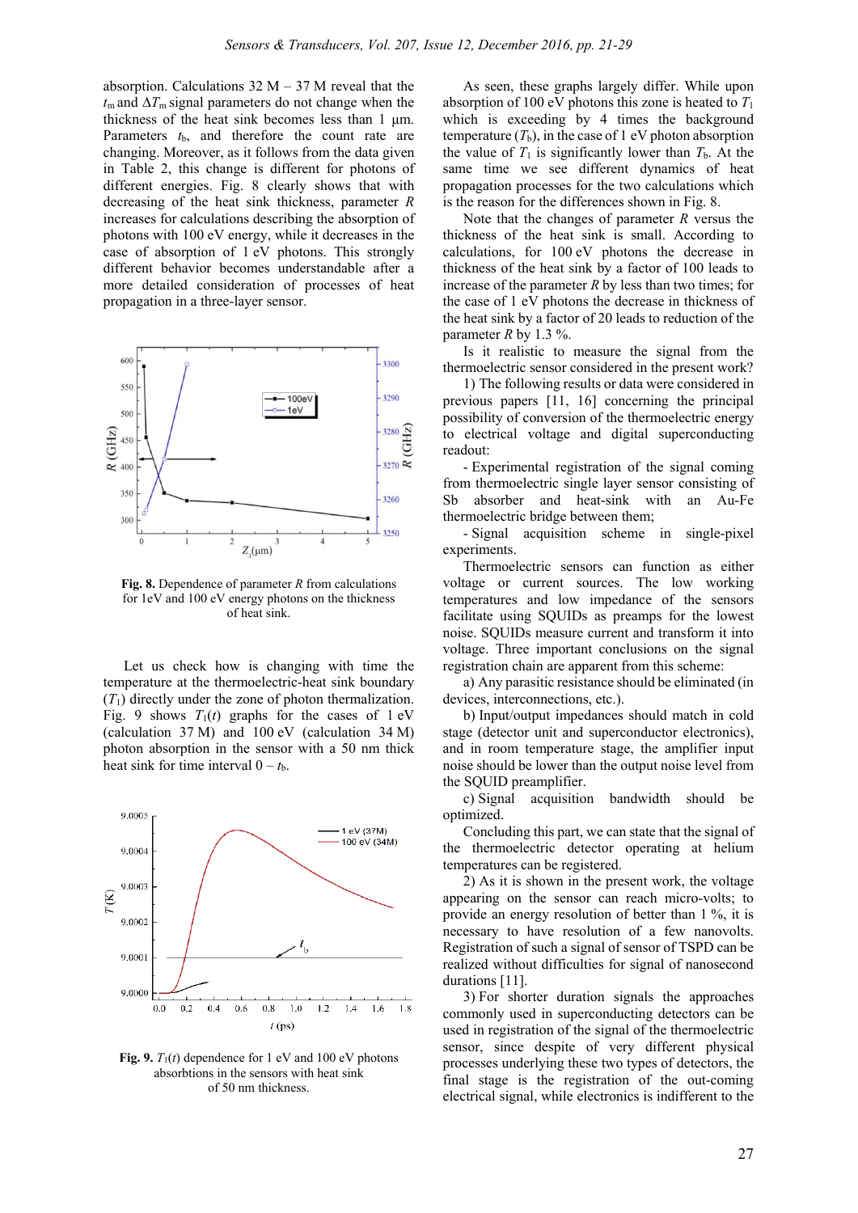absorption. Calculations 32 M – 37 M reveal that the $t_m$ and $\Delta T_m$ signal parameters do not change when the thickness of the heat sink becomes less than 1 μm. Parameters $t_b$, and therefore the count rate are changing. Moreover, as it follows from the data given in Table 2, this change is different for photons of different energies. Fig. 8 clearly shows that with decreasing of the heat sink thickness, parameter $R$ increases for calculations describing the absorption of photons with 100 eV energy, while it decreases in the case of absorption of 1 eV photons. This strongly different behavior becomes understandable after a more detailed consideration of processes of heat propagation in a three-layer sensor.

**Fig. 8.** Dependence of parameter $R$ from calculations for 1eV and 100 eV energy photons on the thickness of heat sink.

Let us check how is changing with time the temperature at the thermoelectric-heat sink boundary ($T_1$) directly under the zone of photon thermalization. Fig. 9 shows $T_1(t)$ graphs for the cases of 1 eV (calculation 37 M) and 100 eV (calculation 34 M) photon absorption in the sensor with a 50 nm thick heat sink for time interval $0 - t_b$.

**Fig. 9.** $T_1(t)$ dependence for 1 eV and 100 eV photons absorbtions in the sensors with heat sink of 50 nm thickness.

As seen, these graphs largely differ. While upon absorption of 100 eV photons this zone is heated to $T_1$ which is exceeding by 4 times the background temperature ($T_b$), in the case of 1 eV photon absorption the value of $T_1$ is significantly lower than $T_b$. At the same time we see different dynamics of heat propagation processes for the two calculations which is the reason for the differences shown in Fig. 8.

Note that the changes of parameter $R$ versus the thickness of the heat sink is small. According to calculations, for 100 eV photons the decrease in thickness of the heat sink by a factor of 100 leads to increase of the parameter $R$ by less than two times; for the case of 1 eV photons the decrease in thickness of the heat sink by a factor of 20 leads to reduction of the parameter $R$ by 1.3 %.

Is it realistic to measure the signal from the thermoelectric sensor considered in the present work?

1) The following results or data were considered in previous papers [11, 16] concerning the principal possibility of conversion of the thermoelectric energy to electrical voltage and digital superconducting readout:

- Experimental registration of the signal coming from thermoelectric single layer sensor consisting of Sb absorber and heat-sink with an Au-Fe thermoelectric bridge between them;
- Signal acquisition scheme in single-pixel experiments.

Thermoelectric sensors can function as either voltage or current sources. The low working temperatures and low impedance of the sensors facilitate using SQUIDs as preamps for the lowest noise. SQUIDs measure current and transform it into voltage. Three important conclusions on the signal registration chain are apparent from this scheme:

a) Any parasitic resistance should be eliminated (in devices, interconnections, etc.).

b) Input/output impedances should match in cold stage (detector unit and superconductor electronics), and in room temperature stage, the amplifier input noise should be lower than the output noise level from the SQUID preamplifier.

c) Signal acquisition bandwidth should be optimized.

Concluding this part, we can state that the signal of the thermoelectric detector operating at helium temperatures can be registered.

2) As it is shown in the present work, the voltage appearing on the sensor can reach micro-volts; to provide an energy resolution of better than 1 %, it is necessary to have resolution of a few nanovolts. Registration of such a signal of sensor of TSPD can be realized without difficulties for signal of nanosecond durations [11].

3) For shorter duration signals the approaches commonly used in superconducting detectors can be used in registration of the signal of the thermoelectric sensor, since despite of very different physical processes underlying these two types of detectors, the final stage is the registration of the out-coming electrical signal, while electronics is indifferent to the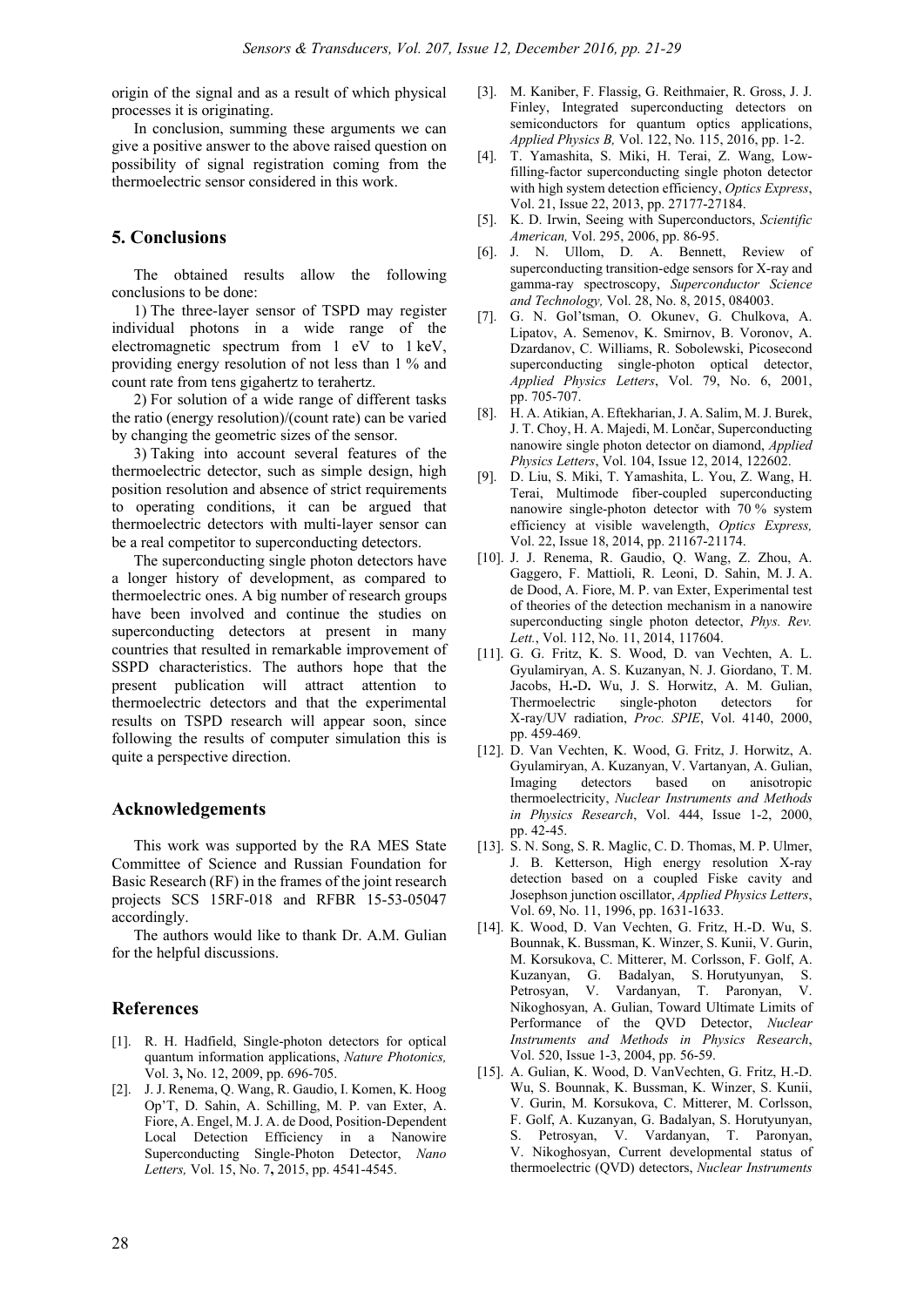origin of the signal and as a result of which physical processes it is originating.

In conclusion, summing these arguments we can give a positive answer to the above raised question on possibility of signal registration coming from the thermoelectric sensor considered in this work.

## 5. Conclusions

The obtained results allow the following conclusions to be done:

1) The three-layer sensor of TSPD may register individual photons in a wide range of the electromagnetic spectrum from 1 eV to 1 keV, providing energy resolution of not less than 1 % and count rate from tens gigahertz to terahertz.

2) For solution of a wide range of different tasks the ratio (energy resolution)/(count rate) can be varied by changing the geometric sizes of the sensor.

3) Taking into account several features of the thermoelectric detector, such as simple design, high position resolution and absence of strict requirements to operating conditions, it can be argued that thermoelectric detectors with multi-layer sensor can be a real competitor to superconducting detectors.

The superconducting single photon detectors have a longer history of development, as compared to thermoelectric ones. A big number of research groups have been involved and continue the studies on superconducting detectors at present in many countries that resulted in remarkable improvement of SSPD characteristics. The authors hope that the present publication will attract attention to thermoelectric detectors and that the experimental results on TSPD research will appear soon, since following the results of computer simulation this is quite a perspective direction.

## Acknowledgements

This work was supported by the RA MES State Committee of Science and Russian Foundation for Basic Research (RF) in the frames of the joint research projects SCS 15RF-018 and RFBR 15-53-05047 accordingly.

The authors would like to thank Dr. A.M. Gulian for the helpful discussions.

## References

[1]. R. H. Hadfield, Single-photon detectors for optical quantum information applications, *Nature Photonics,* Vol. 3, No. 12, 2009, pp. 696-705.

[2]. J. J. Renema, Q. Wang, R. Gaudio, I. Komen, K. Hoog Op'T, D. Sahin, A. Schilling, M. P. van Exter, A. Fiore, A. Engel, M. J. A. de Dood, Position-Dependent Local Detection Efficiency in a Nanowire Superconducting Single-Photon Detector, *Nano Letters,* Vol. 15, No. 7, 2015, pp. 4541-4545.

[3]. M. Kaniber, F. Flassig, G. Reithmaier, R. Gross, J. J. Finley, Integrated superconducting detectors on semiconductors for quantum optics applications, *Applied Physics B,* Vol. 122, No. 115, 2016, pp. 1-2.

[4]. T. Yamashita, S. Miki, H. Terai, Z. Wang, Low-filling-factor superconducting single photon detector with high system detection efficiency, *Optics Express*, Vol. 21, Issue 22, 2013, pp. 27177-27184.

[5]. K. D. Irwin, Seeing with Superconductors, *Scientific American,* Vol. 295, 2006, pp. 86-95.

[6]. J. N. Ullom, D. A. Bennett, Review of superconducting transition-edge sensors for X-ray and gamma-ray spectroscopy, *Superconductor Science and Technology,* Vol. 28, No. 8, 2015, 084003.

[7]. G. N. Gol'tsman, O. Okunev, G. Chulkova, A. Lipatov, A. Semenov, K. Smirnov, B. Voronov, A. Dzardanov, C. Williams, R. Sobolewski, Picosecond superconducting single-photon optical detector, *Applied Physics Letters*, Vol. 79, No. 6, 2001, pp. 705-707.

[8]. H. A. Atikian, A. Eftekharian, J. A. Salim, M. J. Burek, J. T. Choy, H. A. Majedi, M. Lončar, Superconducting nanowire single photon detector on diamond, *Applied Physics Letters*, Vol. 104, Issue 12, 2014, 122602.

[9]. D. Liu, S. Miki, T. Yamashita, L. You, Z. Wang, H. Terai, Multimode fiber-coupled superconducting nanowire single-photon detector with 70 % system efficiency at visible wavelength, *Optics Express,* Vol. 22, Issue 18, 2014, pp. 21167-21174.

[10]. J. J. Renema, R. Gaudio, Q. Wang, Z. Zhou, A. Gaggero, F. Mattioli, R. Leoni, D. Sahin, M. J. A. de Dood, A. Fiore, M. P. van Exter, Experimental test of theories of the detection mechanism in a nanowire superconducting single photon detector, *Phys. Rev. Lett.*, Vol. 112, No. 11, 2014, 117604.

[11]. G. G. Fritz, K. S. Wood, D. van Vechten, A. L. Gyulamiryan, A. S. Kuzanyan, N. J. Giordano, T. M. Jacobs, H.-D. Wu, J. S. Horwitz, A. M. Gulian, Thermoelectric single-photon detectors for X-ray/UV radiation, *Proc. SPIE*, Vol. 4140, 2000, pp. 459-469.

[12]. D. Van Vechten, K. Wood, G. Fritz, J. Horwitz, A. Gyulamiryan, A. Kuzanyan, V. Vartanyan, A. Gulian, Imaging detectors based on anisotropic thermoelectricity, *Nuclear Instruments and Methods in Physics Research*, Vol. 444, Issue 1-2, 2000, pp. 42-45.

[13]. S. N. Song, S. R. Maglic, C. D. Thomas, M. P. Ulmer, J. B. Ketterson, High energy resolution X-ray detection based on a coupled Fiske cavity and Josephson junction oscillator, *Applied Physics Letters*, Vol. 69, No. 11, 1996, pp. 1631-1633.

[14]. K. Wood, D. Van Vechten, G. Fritz, H.-D. Wu, S. Bounnak, K. Bussman, K. Winzer, S. Kunii, V. Gurin, M. Korsukova, C. Mitterer, M. Corlsson, F. Golf, A. Kuzanyan, G. Badalyan, S. Horutyunyan, S. Petrosyan, V. Vardanyan, T. Paronyan, V. Nikoghosyan, A. Gulian, Toward Ultimate Limits of Performance of the QVD Detector, *Nuclear Instruments and Methods in Physics Research*, Vol. 520, Issue 1-3, 2004, pp. 56-59.

[15]. A. Gulian, K. Wood, D. VanVechten, G. Fritz, H.-D. Wu, S. Bounnak, K. Bussman, K. Winzer, S. Kunii, V. Gurin, M. Korsukova, C. Mitterer, M. Corlsson, F. Golf, A. Kuzanyan, G. Badalyan, S. Horutyunyan, S. Petrosyan, V. Vardanyan, T. Paronyan, V. Nikoghosyan, Current developmental status of thermoelectric (QVD) detectors, *Nuclear Instruments*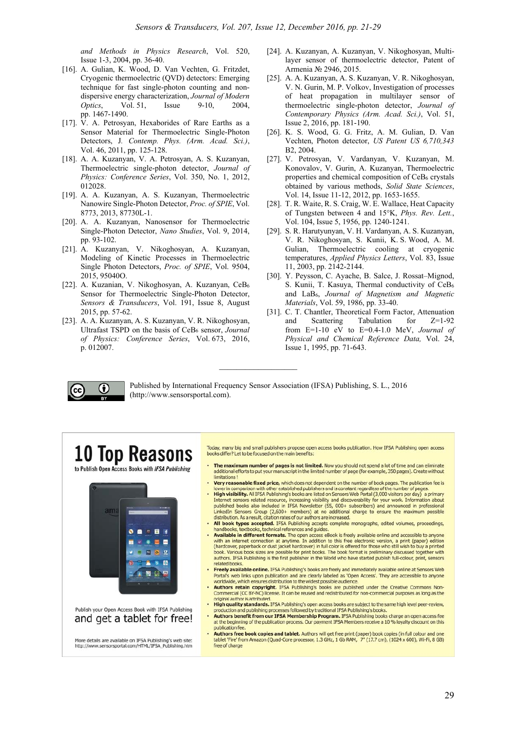and Methods in Physics Research*, Vol. 520, Issue 1-3, 2004, pp. 36-40.

[16]. A. Gulian, K. Wood, D. Van Vechten, G. Fritzdet, Cryogenic thermoelectric (QVD) detectors: Emerging technique for fast single-photon counting and non-dispersive energy characterization, *Journal of Modern Optics*, Vol. 51, Issue 9-10, 2004, pp. 1467-1490.

[17]. V. A. Petrosyan, Hexaborides of Rare Earths as a Sensor Material for Thermoelectric Single-Photon Detectors, J. *Contemp. Phys. (Arm. Acad. Sci.)*, Vol. 46, 2011, pp. 125-128.

[18]. A. A. Kuzanyan, V. A. Petrosyan, A. S. Kuzanyan, Thermoelectric single-photon detector, *Journal of Physics: Conference Series*, Vol. 350, No. 1, 2012, 012028.

[19]. A. A. Kuzanyan, A. S. Kuzanyan, Thermoelectric Nanowire Single-Photon Detector, *Proc. of SPIE*, Vol. 8773, 2013, 87730L-1.

[20]. A. A. Kuzanyan, Nanosensor for Thermoelectric Single-Photon Detector, *Nano Studies*, Vol. 9, 2014, pp. 93-102.

[21]. A. Kuzanyan, V. Nikoghosyan, A. Kuzanyan, Modeling of Kinetic Processes in Thermoelectric Single Photon Detectors, *Proc. of SPIE*, Vol. 9504, 2015, 95040O.

[22]. A. Kuzanian, V. Nikoghosyan, A. Kuzanyan, $CeB_6$ Sensor for Thermoelectric Single-Photon Detector, *Sensors & Transducers*, Vol. 191, Issue 8, August 2015, pp. 57-62.

[23]. A. A. Kuzanyan, A. S. Kuzanyan, V. R. Nikoghosyan, Ultrafast TSPD on the basis of $CeB_6$ sensor, *Journal of Physics: Conference Series*, Vol. 673, 2016, p. 012007.

[24]. A. Kuzanyan, A. Kuzanyan, V. Nikoghosyan, Multi-layer sensor of thermoelectric detector, Patent of Armenia № 2946, 2015.

[25]. A. A. Kuzanyan, A. S. Kuzanyan, V. R. Nikoghosyan, V. N. Gurin, M. P. Volkov, Investigation of processes of heat propagation in multilayer sensor of thermoelectric single-photon detector, *Journal of Contemporary Physics (Arm. Acad. Sci.)*, Vol. 51, Issue 2, 2016, pp. 181-190.

[26]. K. S. Wood, G. G. Fritz, A. M. Gulian, D. Van Vechten, Photon detector, *US Patent US 6,710,343* B2, 2004.

[27]. V. Petrosyan, V. Vardanyan, V. Kuzanyan, M. Konovalov, V. Gurin, A. Kuzanyan, Thermoelectric properties and chemical composition of $CeB_6$ crystals obtained by various methods, *Solid State Sciences*, Vol. 14, Issue 11-12, 2012, pp. 1653-1655.

[28]. T. R. Waite, R. S. Craig, W. E. Wallace, Heat Capacity of Tungsten between 4 and 15°K, *Phys. Rev. Lett.*, Vol. 104, Issue 5, 1956, pp. 1240-1241.

[29]. S. R. Harutyunyan, V. H. Vardanyan, A. S. Kuzanyan, V. R. Nikoghosyan, S. Kunii, K. S. Wood, A. M. Gulian, Thermoelectric cooling at cryogenic temperatures, *Applied Physics Letters*, Vol. 83, Issue 11, 2003, pp. 2142-2144.

[30]. Y. Peysson, C. Ayache, B. Salce, J. Rossat–Mignod, S. Kunii, T. Kasuya, Thermal conductivity of $CeB_6$ and $LaB_6$, *Journal of Magnetism and Magnetic Materials*, Vol. 59, 1986, pp. 33-40.

[31]. C. T. Chantler, Theoretical Form Factor, Attenuation and Scattering Tabulation for Z=1-92 from E=1-10 eV to E=0.4-1.0 MeV, *Journal of Physical and Chemical Reference Data,* Vol. 24, Issue 1, 1995, pp. 71-643.

---

Published by International Frequency Sensor Association (IFSA) Publishing, S. L., 2016 (http://www.sensorsportal.com).

# 10 Top Reasons

to Publish Open Access Books with *IFSA Publishing*

Publish your Open Access Book with IFSA Publishing

and get a tablet for free!

More details are available on IFSA Publishing's web site: http://www.sensorsportal.com/HTML/IFSA_Publishing.htm

Today, many big and small publishers propose open access books publication. How IFSA Publishing open access books differ? Let to be focused on the main benefits:

- **The maximum number of pages is not limited.** Now you should not spend a lot of time and can eliminate additional efforts to put your manuscript in the limited number of page (for example, 350 pages). Create without limitations !
- **Very reasonable fixed price,** which does not dependent on the number of book pages. The publication fee is lower in comparison with other established publishers and is constant regardless of the number of pages.
- **High visibility.** All IFSA Publishing's books are listed on Sensors Web Portal (3,000 visitors per day) a primary Internet sensors related resource, increasing visibility and discoverability for your work. Information about published books also included in IFSA Newsletter (55, 000+ subscribers) and announced in professional LinkedIn Sensors Group (2,600+ members) at no additional charge to ensure the maximum possible distribution. As a result, citation rates of our authors are increased.
- **All book types accepted.** IFSA Publishing accepts complete monographs, edited volumes, proceedings, handbooks, textbooks, technical references and guides.
- **Available in different formats.** The open access eBook is freely available online and accessible to anyone with an internet connection at anytime. In addition to this free electronic version, a print (paper) edition (hardcover, paperback or dust jacket hardcover) in full color is offered for those who still wish to buy a printed book. Various book sizes are possible for print books. The book format is preliminary discussed together with authors. IFSA Publishing is the first publisher in the World who have started publish full-colour, print, sensors related books.
- **Freely available online.** IFSA Publishing's books are freely and immediately available online at Sensors Web Portal's web links upon publication and are clearly labeled as 'Open Access'. They are accessible to anyone worldwide, which ensures distribution to the widest possible audience.
- **Authors retain copyright.** IFSA Publishing's books are published under the Creative Commons Non-Commercial (CC BY-NC) license. It can be reused and redistributed for non-commercial purposes as long as the original author is attributed.
- **High quality standards.** IFSA Publishing's open access books are subject to the same high level peer-review, production and publishing processes followed by traditional IFSA Publishing's books.
- **Authors benefit from our IFSA Membership Program.** IFSA Publishing books charge an open access fee at the beginning of the publication process. Our payment IFSA Members receive a 10 % loyalty discount on this publication fee.
- **Authors free book copies and tablet.** Authors will get free print (paper) book copies (in full colour and one tablet 'Fire' from Amazon (Quad-Core processor, 1.3 GHz, 1 Gb RAM, 7" (17.7 cm), (1024 x 600), Wi-Fi, 8 GB) free of charge